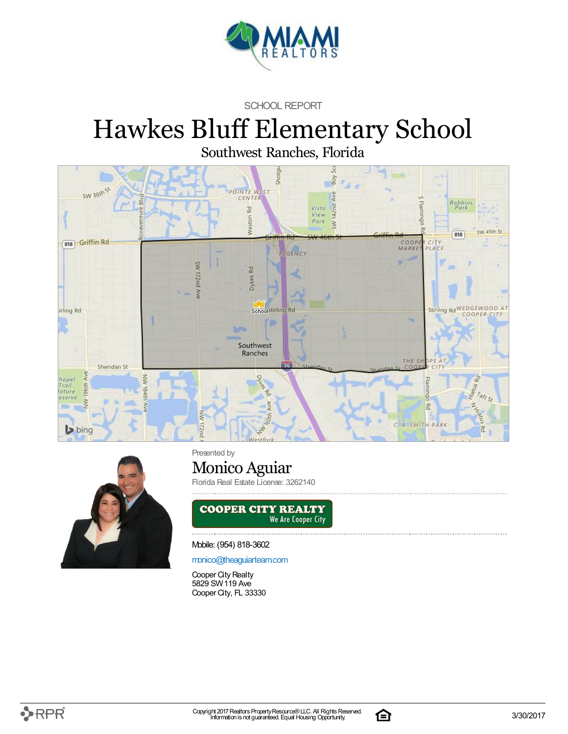SCHOOL REPORT

# Hawkes Bluff Elementary School

Southwest Ranches, Florida

Presented by

## Monico Aguiar

Florida Real Estate License: 3262140

COOPER CITY REALTY
We Are Cooper City

Mobile: (954) 818-3602

monico@theaguiarteam.com

Cooper City Realty
5829 SW 119 Ave
Cooper City, FL 33330

Copyright 2017 Realtors Property Resource® LLC. All Rights Reserved.
Information is not guaranteed. Equal Housing Opportunity.

3/30/2017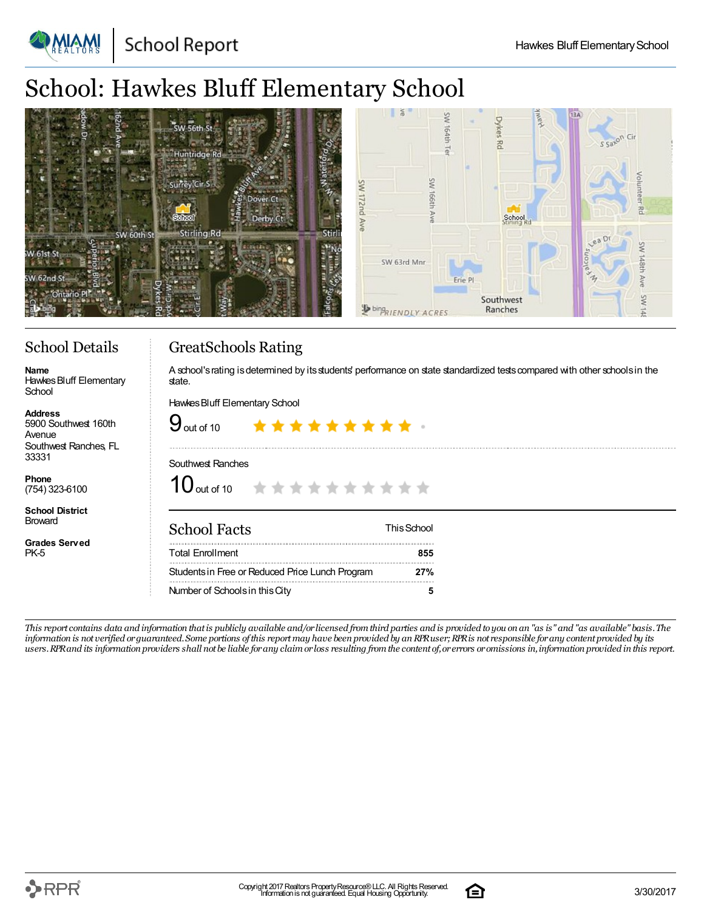# School: Hawkes Bluff Elementary School

## School Details

**Name**
Hawkes Bluff Elementary School

**Address**
5900 Southwest 160th Avenue
Southwest Ranches, FL 33331

**Phone**
(754) 323-6100

**School District**
Broward

**Grades Served**
PK-5

## GreatSchools Rating

A school's rating is determined by its students' performance on state standardized tests compared with other schools in the state.

Hawkes Bluff Elementary School

9 out of 10

Southwest Ranches

10 out of 10

## School Facts

| School Facts | This School |
|---|---|
| Total Enrollment | 855 |
| Students in Free or Reduced Price Lunch Program | 27% |
| Number of Schools in this City | 5 |

*This report contains data and information that is publicly available and/or licensed from third parties and is provided to you on an "as is" and "as available" basis. The information is not verified or guaranteed. Some portions of this report may have been provided by an RPR user; RPR is not responsible for any content provided by its users. RPR and its information providers shall not be liable for any claim or loss resulting from the content of, or errors or omissions in, information provided in this report.*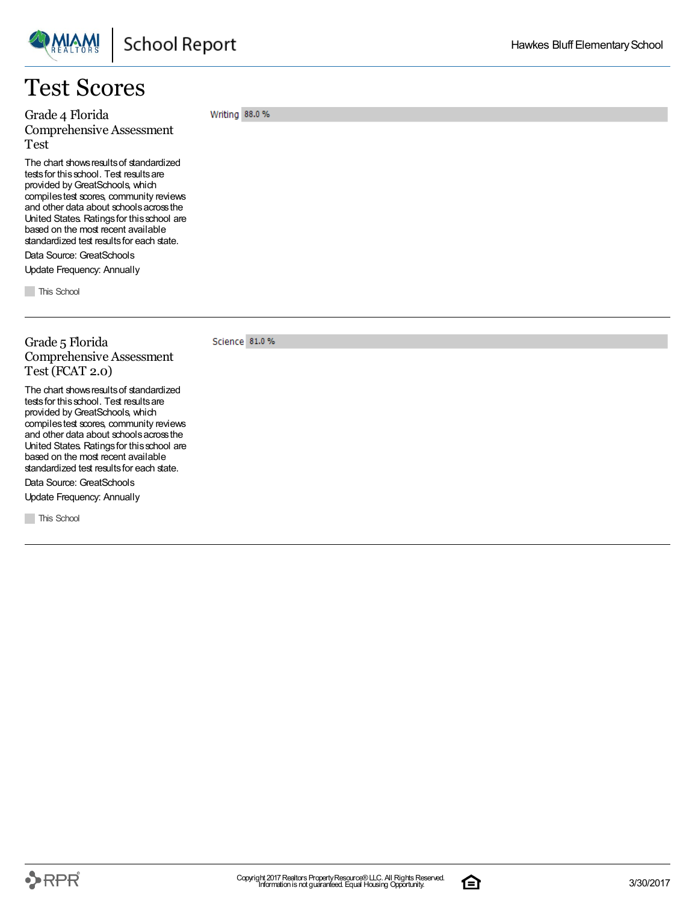# Test Scores

## Grade 4 Florida Comprehensive Assessment Test

The chart shows results of standardized tests for this school. Test results are provided by GreatSchools, which compiles test scores, community reviews and other data about schools across the United States. Ratings for this school are based on the most recent available standardized test results for each state.

Data Source: GreatSchools

Update Frequency: Annually

| Subject | This School |
|---|---|
| Writing | 88.0 % |

## Grade 5 Florida Comprehensive Assessment Test (FCAT 2.0)

The chart shows results of standardized tests for this school. Test results are provided by GreatSchools, which compiles test scores, community reviews and other data about schools across the United States. Ratings for this school are based on the most recent available standardized test results for each state.

Data Source: GreatSchools

Update Frequency: Annually

| Subject | This School |
|---|---|
| Science | 81.0 % |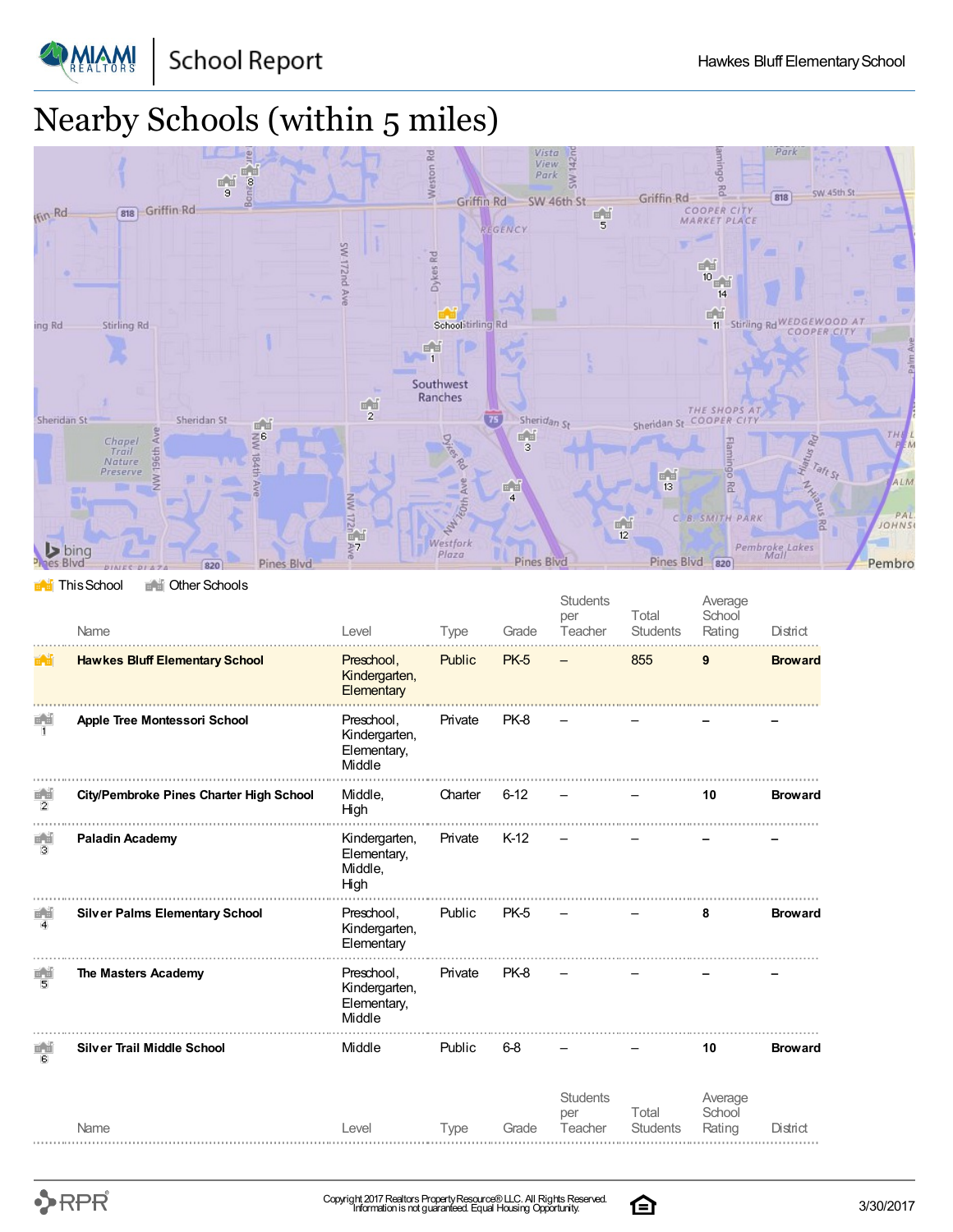# Nearby Schools (within 5 miles)

This School    Other Schools

| | Name | Level | Type | Grade | Students per Teacher | Total Students | Average School Rating | District |
|---|---|---|---|---|---|---|---|---|
| | **Hawkes Bluff Elementary School** | Preschool, Kindergarten, Elementary | Public | PK-5 | – | 855 | **9** | **Broward** |
| 1 | **Apple Tree Montessori School** | Preschool, Kindergarten, Elementary, Middle | Private | PK-8 | – | – | – | – |
| 2 | **City/Pembroke Pines Charter High School** | Middle, High | Charter | 6-12 | – | – | **10** | **Broward** |
| 3 | **Paladin Academy** | Kindergarten, Elementary, Middle, High | Private | K-12 | – | – | – | – |
| 4 | **Silver Palms Elementary School** | Preschool, Kindergarten, Elementary | Public | PK-5 | – | – | **8** | **Broward** |
| 5 | **The Masters Academy** | Preschool, Kindergarten, Elementary, Middle | Private | PK-8 | – | – | – | – |
| 6 | **Silver Trail Middle School** | Middle | Public | 6-8 | – | – | **10** | **Broward** |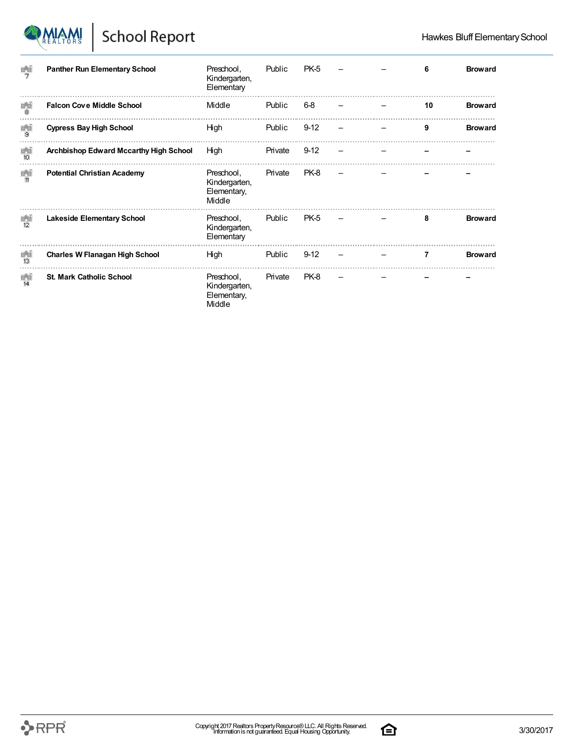| | | | | | | | | |
|---|---|---|---|---|---|---|---|---|
| 7 | **Panther Run Elementary School** | Preschool, Kindergarten, Elementary | Public | PK-5 | – | – | **6** | **Broward** |
| 8 | **Falcon Cove Middle School** | Middle | Public | 6-8 | – | – | **10** | **Broward** |
| 9 | **Cypress Bay High School** | High | Public | 9-12 | – | – | **9** | **Broward** |
| 10 | **Archbishop Edward Mccarthy High School** | High | Private | 9-12 | – | – | – | – |
| 11 | **Potential Christian Academy** | Preschool, Kindergarten, Elementary, Middle | Private | PK-8 | – | – | – | – |
| 12 | **Lakeside Elementary School** | Preschool, Kindergarten, Elementary | Public | PK-5 | – | – | **8** | **Broward** |
| 13 | **Charles W Flanagan High School** | High | Public | 9-12 | – | – | **7** | **Broward** |
| 14 | **St. Mark Catholic School** | Preschool, Kindergarten, Elementary, Middle | Private | PK-8 | – | – | – | – |